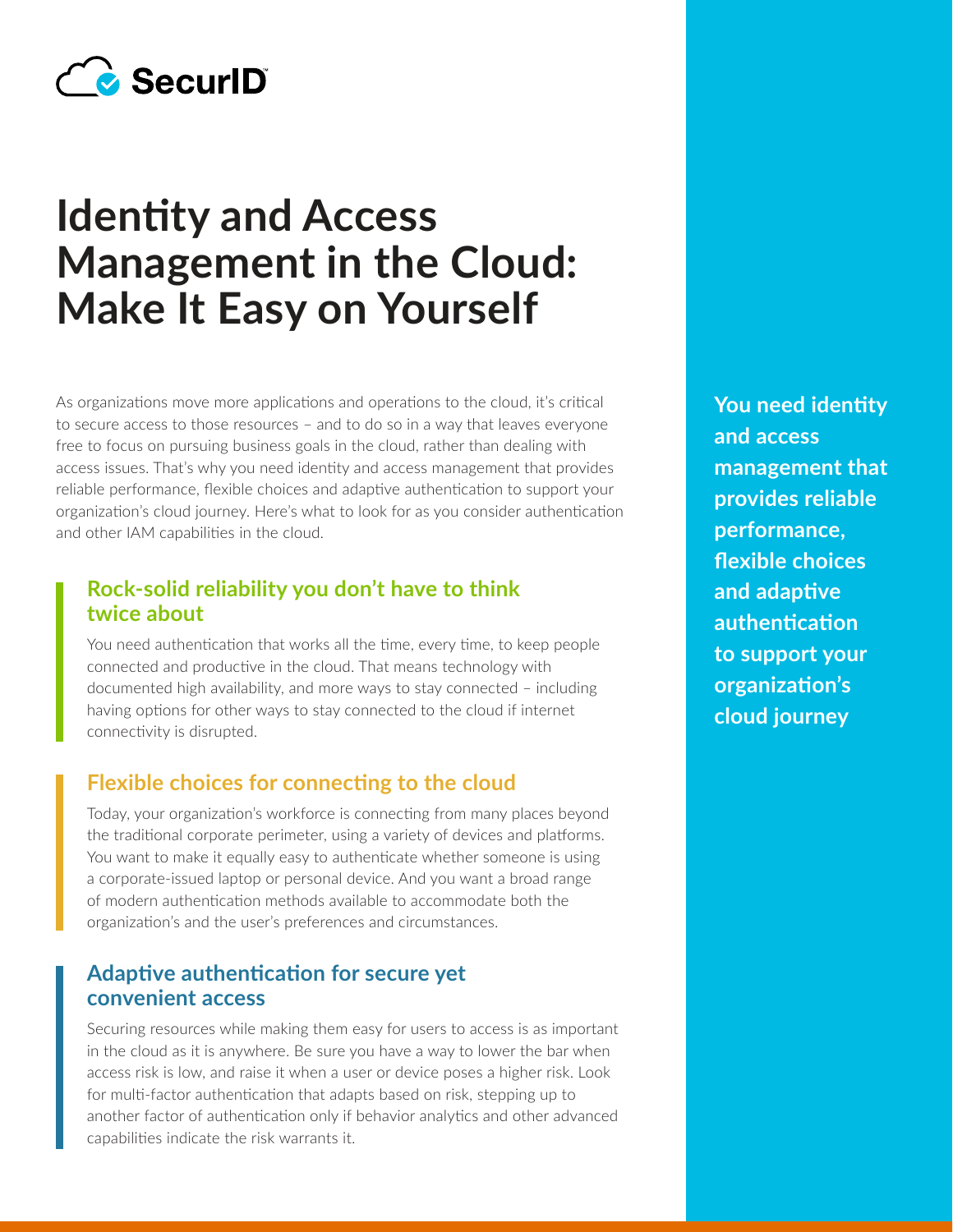SecurID

# Identity and Access Management in the Cloud: Make It Easy on Yourself

As organizations move more applications and operations to the cloud, it's critical to secure access to those resources – and to do so in a way that leaves everyone free to focus on pursuing business goals in the cloud, rather than dealing with access issues. That's why you need identity and access management that provides reliable performance, flexible choices and adaptive authentication to support your organization's cloud journey. Here's what to look for as you consider authentication and other IAM capabilities in the cloud.

## Rock-solid reliability you don't have to think twice about

You need authentication that works all the time, every time, to keep people connected and productive in the cloud. That means technology with documented high availability, and more ways to stay connected – including having options for other ways to stay connected to the cloud if internet connectivity is disrupted.

## Flexible choices for connecting to the cloud

Today, your organization's workforce is connecting from many places beyond the traditional corporate perimeter, using a variety of devices and platforms. You want to make it equally easy to authenticate whether someone is using a corporate-issued laptop or personal device. And you want a broad range of modern authentication methods available to accommodate both the organization's and the user's preferences and circumstances.

## Adaptive authentication for secure yet convenient access

Securing resources while making them easy for users to access is as important in the cloud as it is anywhere. Be sure you have a way to lower the bar when access risk is low, and raise it when a user or device poses a higher risk. Look for multi-factor authentication that adapts based on risk, stepping up to another factor of authentication only if behavior analytics and other advanced capabilities indicate the risk warrants it.

**You need identity and access management that provides reliable performance, flexible choices and adaptive authentication to support your organization's cloud journey**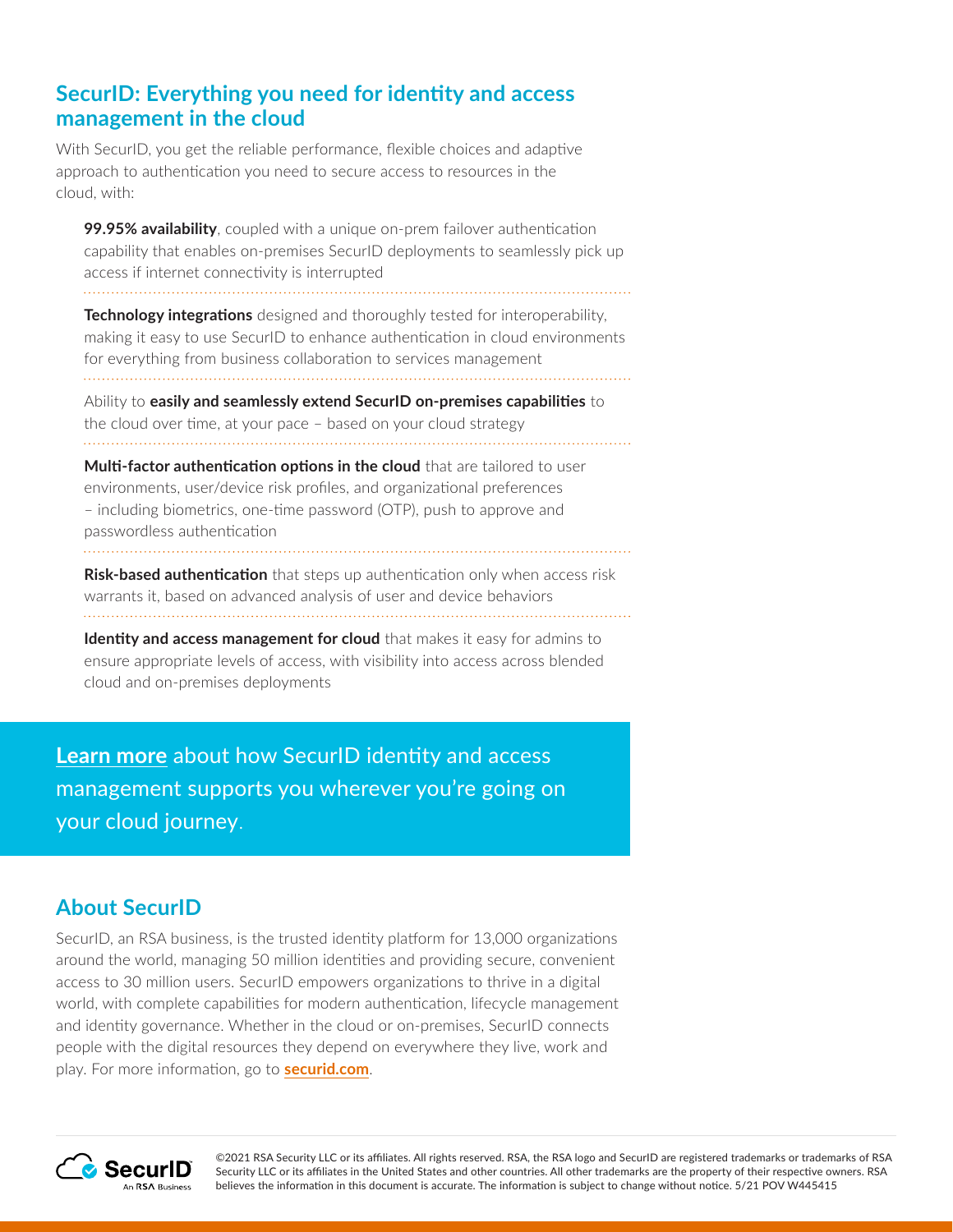## SecurID: Everything you need for identity and access management in the cloud

With SecurID, you get the reliable performance, flexible choices and adaptive approach to authentication you need to secure access to resources in the cloud, with:

**99.95% availability**, coupled with a unique on-prem failover authentication capability that enables on-premises SecurID deployments to seamlessly pick up access if internet connectivity is interrupted

**Technology integrations** designed and thoroughly tested for interoperability, making it easy to use SecurID to enhance authentication in cloud environments for everything from business collaboration to services management

Ability to **easily and seamlessly extend SecurID on-premises capabilities** to the cloud over time, at your pace – based on your cloud strategy

**Multi-factor authentication options in the cloud** that are tailored to user environments, user/device risk profiles, and organizational preferences – including biometrics, one-time password (OTP), push to approve and passwordless authentication

**Risk-based authentication** that steps up authentication only when access risk warrants it, based on advanced analysis of user and device behaviors

**Identity and access management for cloud** that makes it easy for admins to ensure appropriate levels of access, with visibility into access across blended cloud and on-premises deployments

**Learn more** about how SecurID identity and access management supports you wherever you're going on your cloud journey.

## About SecurID

SecurID, an RSA business, is the trusted identity platform for 13,000 organizations around the world, managing 50 million identities and providing secure, convenient access to 30 million users. SecurID empowers organizations to thrive in a digital world, with complete capabilities for modern authentication, lifecycle management and identity governance. Whether in the cloud or on-premises, SecurID connects people with the digital resources they depend on everywhere they live, work and play. For more information, go to **securid.com**.

SecurID An RSA Business

©2021 RSA Security LLC or its affiliates. All rights reserved. RSA, the RSA logo and SecurID are registered trademarks or trademarks of RSA Security LLC or its affiliates in the United States and other countries. All other trademarks are the property of their respective owners. RSA believes the information in this document is accurate. The information is subject to change without notice. 5/21 POV W445415